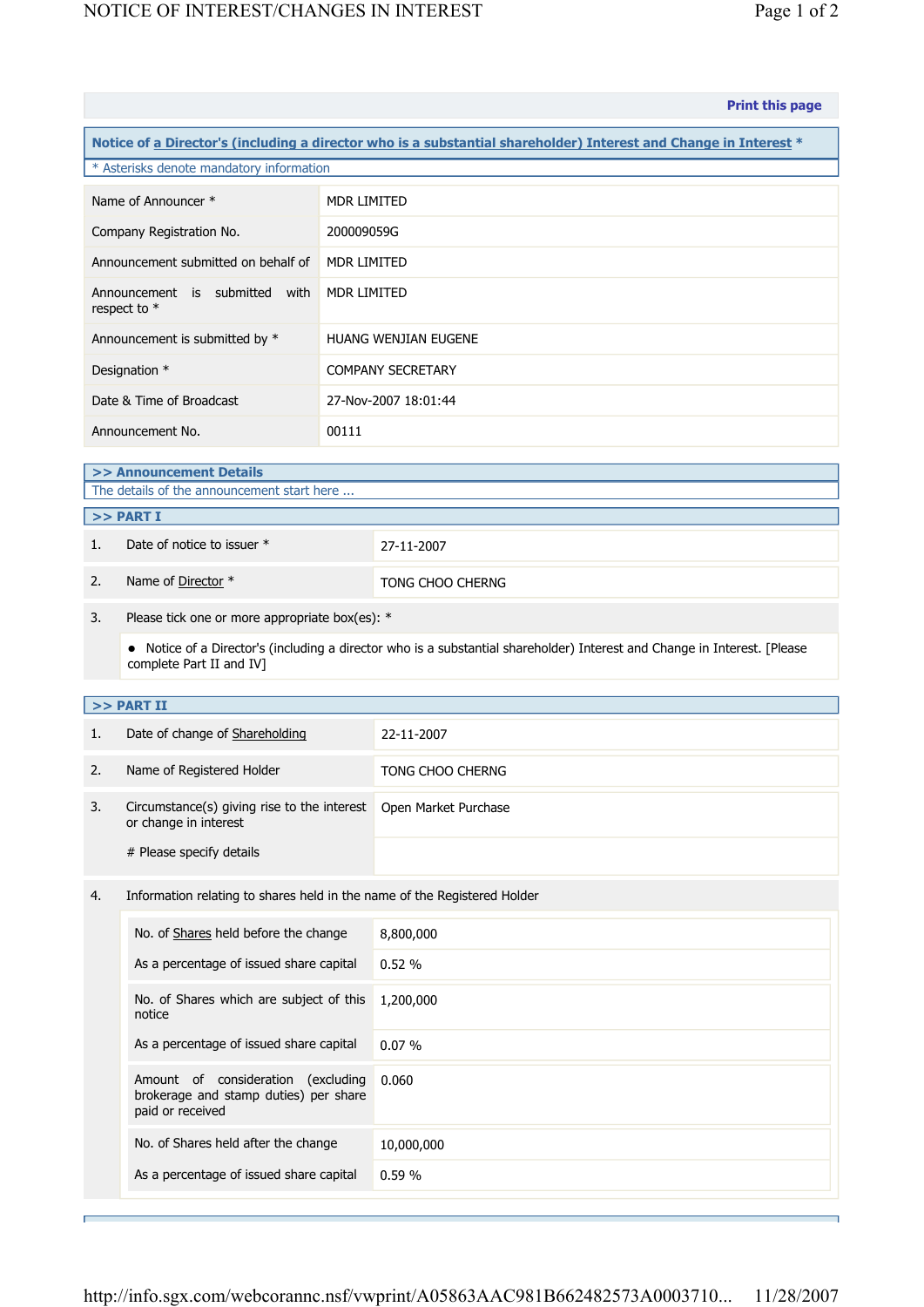Print this page

## Notice of a Director's (including a director who is a substantial shareholder) Interest and Change in Interest *

* Asterisks denote mandatory information

| | |
|---|---|
| Name of Announcer * | MDR LIMITED |
| Company Registration No. | 200009059G |
| Announcement submitted on behalf of | MDR LIMITED |
| Announcement is submitted with respect to * | MDR LIMITED |
| Announcement is submitted by * | HUANG WENJIAN EUGENE |
| Designation * | COMPANY SECRETARY |
| Date & Time of Broadcast | 27-Nov-2007 18:01:44 |
| Announcement No. | 00111 |

### >> Announcement Details

The details of the announcement start here ...

### >> PART I

| | | |
|---|---|---|
| 1. | Date of notice to issuer * | 27-11-2007 |
| 2. | Name of Director * | TONG CHOO CHERNG |
| 3. | Please tick one or more appropriate box(es): * | |

- Notice of a Director's (including a director who is a substantial shareholder) Interest and Change in Interest. [Please complete Part II and IV]

### >> PART II

| | | |
|---|---|---|
| 1. | Date of change of Shareholding | 22-11-2007 |
| 2. | Name of Registered Holder | TONG CHOO CHERNG |
| 3. | Circumstance(s) giving rise to the interest or change in interest | Open Market Purchase |
| | # Please specify details | |

4. Information relating to shares held in the name of the Registered Holder

| | |
|---|---|
| No. of Shares held before the change | 8,800,000 |
| As a percentage of issued share capital | 0.52 % |
| No. of Shares which are subject of this notice | 1,200,000 |
| As a percentage of issued share capital | 0.07 % |
| Amount of consideration (excluding brokerage and stamp duties) per share paid or received | 0.060 |
| No. of Shares held after the change | 10,000,000 |
| As a percentage of issued share capital | 0.59 % |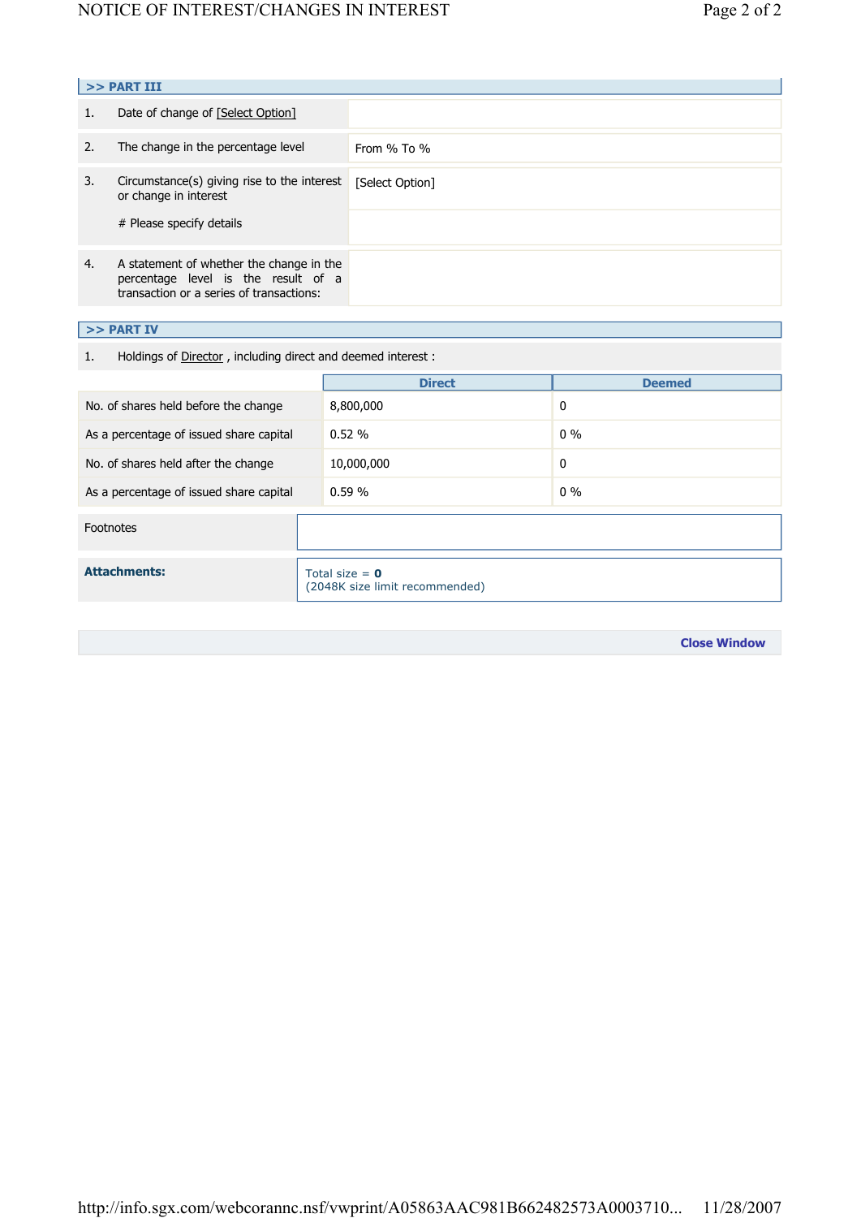## >> PART III

| | | |
|---|---|---|
| 1. | Date of change of [Select Option] | |
| 2. | The change in the percentage level | From % To % |
| 3. | Circumstance(s) giving rise to the interest or change in interest | [Select Option] |
| | # Please specify details | |
| 4. | A statement of whether the change in the percentage level is the result of a transaction or a series of transactions: | |

## >> PART IV

1. Holdings of Director , including direct and deemed interest :

| | Direct | Deemed |
|---|---|---|
| No. of shares held before the change | 8,800,000 | 0 |
| As a percentage of issued share capital | 0.52 % | 0 % |
| No. of shares held after the change | 10,000,000 | 0 |
| As a percentage of issued share capital | 0.59 % | 0 % |

| | |
|---|---|
| Footnotes | |
| **Attachments:** | Total size = **0**<br>(2048K size limit recommended) |

**Close Window**